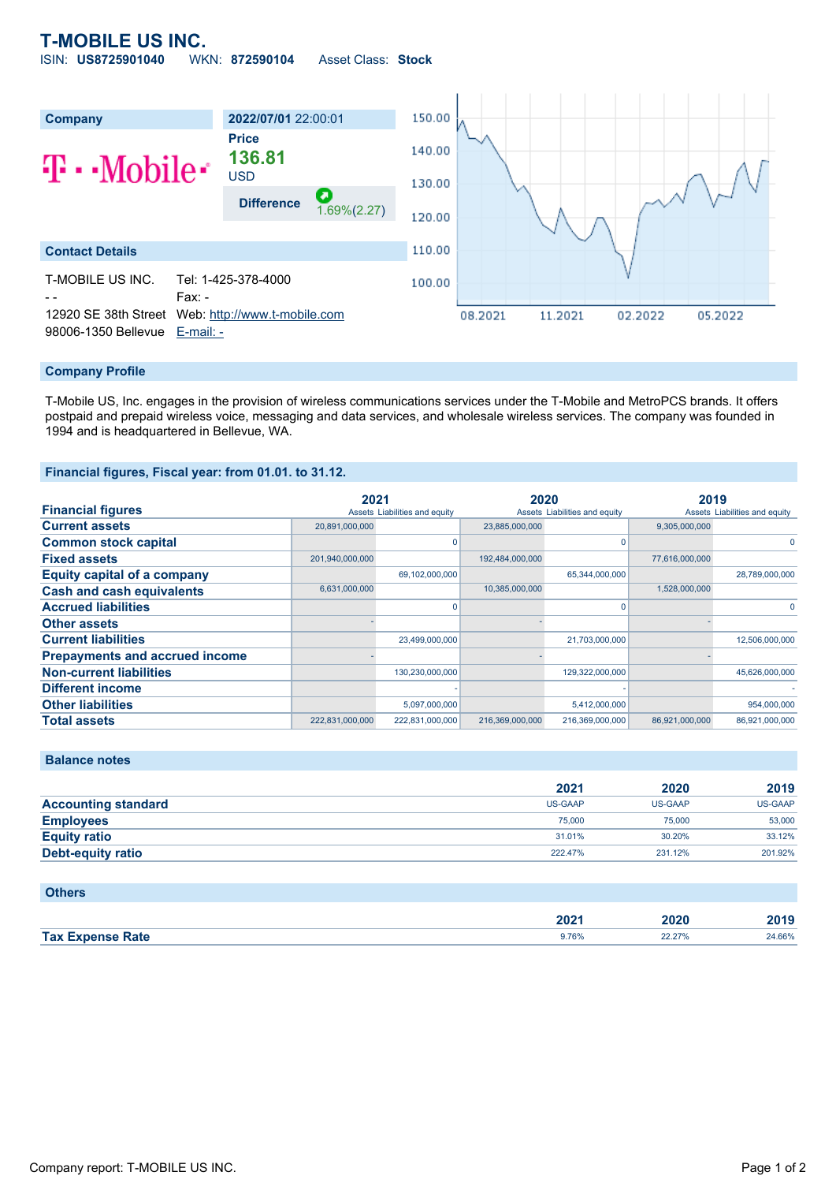# T-MOBILE US INC.

ISIN: **US8725901040** WKN: **872590104** Asset Class: **Stock**

| Company | 2022/07/01 22:00:01 |
|---|---|
| T-Mobile | **Price** 136.81 USD |
| | **Difference** 1.69%(2.27) |

## Contact Details

T-MOBILE US INC.
- -
12920 SE 38th Street
98006-1350 Bellevue

Tel: 1-425-378-4000
Fax: -
Web: http://www.t-mobile.com
E-mail: -

## Company Profile

T-Mobile US, Inc. engages in the provision of wireless communications services under the T-Mobile and MetroPCS brands. It offers postpaid and prepaid wireless voice, messaging and data services, and wholesale wireless services. The company was founded in 1994 and is headquartered in Bellevue, WA.

## Financial figures, Fiscal year: from 01.01. to 31.12.

| Financial figures | 2021 Assets | 2021 Liabilities and equity | 2020 Assets | 2020 Liabilities and equity | 2019 Assets | 2019 Liabilities and equity |
|---|---|---|---|---|---|---|
| Current assets | 20,891,000,000 | | 23,885,000,000 | | 9,305,000,000 | |
| Common stock capital | | 0 | | 0 | | 0 |
| Fixed assets | 201,940,000,000 | | 192,484,000,000 | | 77,616,000,000 | |
| Equity capital of a company | | 69,102,000,000 | | 65,344,000,000 | | 28,789,000,000 |
| Cash and cash equivalents | 6,631,000,000 | | 10,385,000,000 | | 1,528,000,000 | |
| Accrued liabilities | | 0 | | 0 | | 0 |
| Other assets | - | | - | | - | |
| Current liabilities | | 23,499,000,000 | | 21,703,000,000 | | 12,506,000,000 |
| Prepayments and accrued income | - | | - | | - | |
| Non-current liabilities | | 130,230,000,000 | | 129,322,000,000 | | 45,626,000,000 |
| Different income | | - | | - | | - |
| Other liabilities | | 5,097,000,000 | | 5,412,000,000 | | 954,000,000 |
| Total assets | 222,831,000,000 | 222,831,000,000 | 216,369,000,000 | 216,369,000,000 | 86,921,000,000 | 86,921,000,000 |

## Balance notes

| | 2021 | 2020 | 2019 |
|---|---|---|---|
| Accounting standard | US-GAAP | US-GAAP | US-GAAP |
| Employees | 75,000 | 75,000 | 53,000 |
| Equity ratio | 31.01% | 30.20% | 33.12% |
| Debt-equity ratio | 222.47% | 231.12% | 201.92% |

## Others

| | 2021 | 2020 | 2019 |
|---|---|---|---|
| Tax Expense Rate | 9.76% | 22.27% | 24.66% |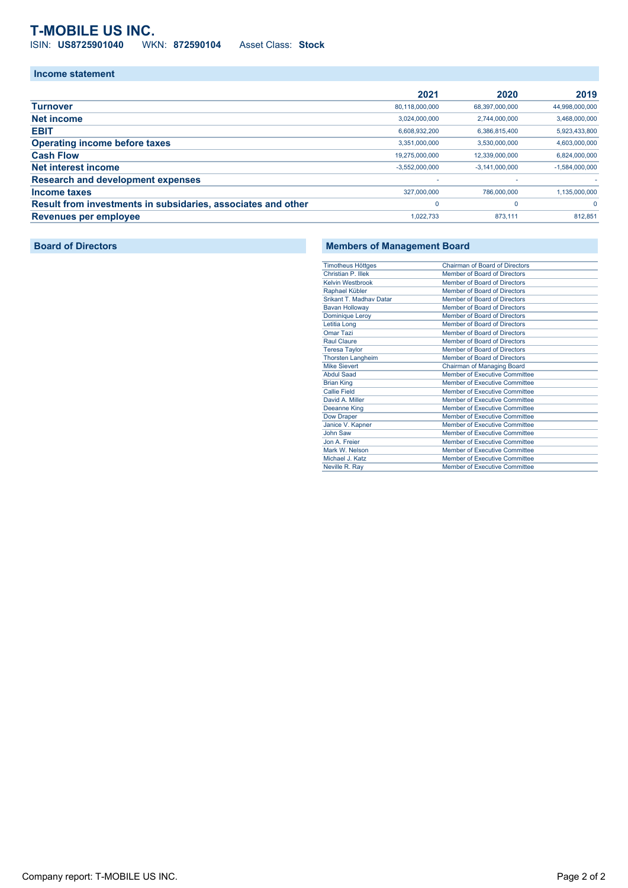# T-MOBILE US INC.

ISIN: **US8725901040** WKN: **872590104** Asset Class: **Stock**

## Income statement

| | 2021 | 2020 | 2019 |
|---|---|---|---|
| **Turnover** | 80,118,000,000 | 68,397,000,000 | 44,998,000,000 |
| **Net income** | 3,024,000,000 | 2,744,000,000 | 3,468,000,000 |
| **EBIT** | 6,608,932,200 | 6,386,815,400 | 5,923,433,800 |
| **Operating income before taxes** | 3,351,000,000 | 3,530,000,000 | 4,603,000,000 |
| **Cash Flow** | 19,275,000,000 | 12,339,000,000 | 6,824,000,000 |
| **Net interest income** | -3,552,000,000 | -3,141,000,000 | -1,584,000,000 |
| **Research and development expenses** | - | - | - |
| **Income taxes** | 327,000,000 | 786,000,000 | 1,135,000,000 |
| **Result from investments in subsidaries, associates and other** | 0 | 0 | 0 |
| **Revenues per employee** | 1,022,733 | 873,111 | 812,851 |

## Board of Directors

## Members of Management Board

| | |
|---|---|
| Timotheus Höttges | Chairman of Board of Directors |
| Christian P. Illek | Member of Board of Directors |
| Kelvin Westbrook | Member of Board of Directors |
| Raphael Kübler | Member of Board of Directors |
| Srikant T. Madhav Datar | Member of Board of Directors |
| Bavan Holloway | Member of Board of Directors |
| Dominique Leroy | Member of Board of Directors |
| Letitia Long | Member of Board of Directors |
| Omar Tazi | Member of Board of Directors |
| Raul Claure | Member of Board of Directors |
| Teresa Taylor | Member of Board of Directors |
| Thorsten Langheim | Member of Board of Directors |
| Mike Sievert | Chairman of Managing Board |
| Abdul Saad | Member of Executive Committee |
| Brian King | Member of Executive Committee |
| Callie Field | Member of Executive Committee |
| David A. Miller | Member of Executive Committee |
| Deeanne King | Member of Executive Committee |
| Dow Draper | Member of Executive Committee |
| Janice V. Kapner | Member of Executive Committee |
| John Saw | Member of Executive Committee |
| Jon A. Freier | Member of Executive Committee |
| Mark W. Nelson | Member of Executive Committee |
| Michael J. Katz | Member of Executive Committee |
| Neville R. Ray | Member of Executive Committee |